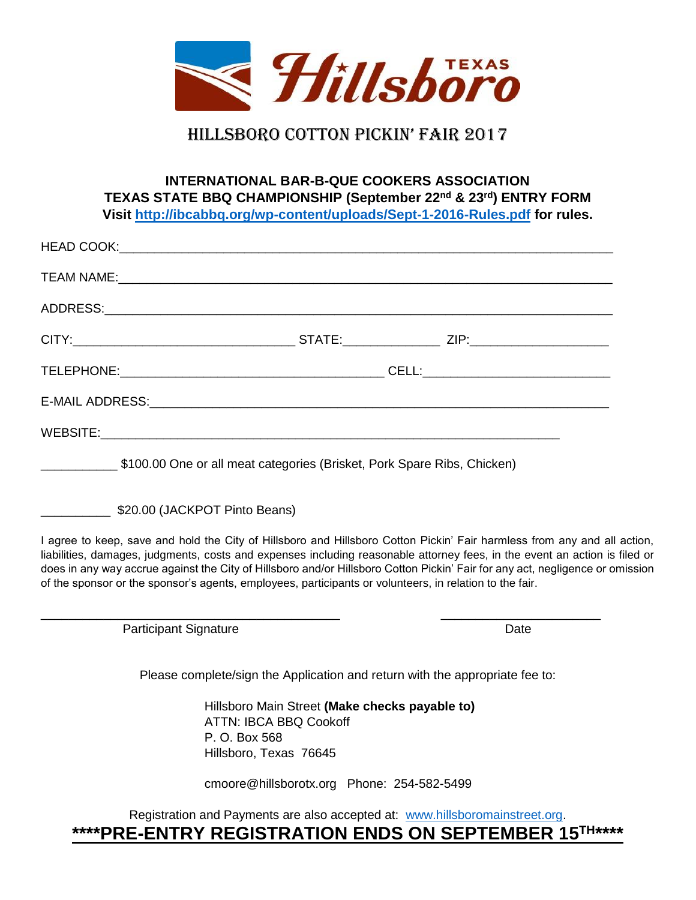# Hillsboro Texas

## HILLSBORO COTTON PICKIN' FAIR 2017

**INTERNATIONAL BAR-B-QUE COOKERS ASSOCIATION**
**TEXAS STATE BBQ CHAMPIONSHIP (September 22nd & 23rd) ENTRY FORM**
**Visit [http://ibcabbq.org/wp-content/uploads/Sept-1-2016-Rules.pdf](http://ibcabbq.org/wp-content/uploads/Sept-1-2016-Rules.pdf) for rules.**

HEAD COOK:___________________________________________________________________

TEAM NAME:___________________________________________________________________

ADDRESS:_____________________________________________________________________

CITY:_______________________________ STATE:_____________ ZIP:___________________

TELEPHONE:_____________________________________ CELL:_________________________

E-MAIL ADDRESS:_______________________________________________________________

WEBSITE:_____________________________________________________________

___________ $100.00 One or all meat categories (Brisket, Pork Spare Ribs, Chicken)

__________ $20.00 (JACKPOT Pinto Beans)

I agree to keep, save and hold the City of Hillsboro and Hillsboro Cotton Pickin' Fair harmless from any and all action, liabilities, damages, judgments, costs and expenses including reasonable attorney fees, in the event an action is filed or does in any way accrue against the City of Hillsboro and/or Hillsboro Cotton Pickin' Fair for any act, negligence or omission of the sponsor or the sponsor's agents, employees, participants or volunteers, in relation to the fair.

_____________________________________________ ______________________
Participant Signature Date

Please complete/sign the Application and return with the appropriate fee to:

Hillsboro Main Street **(Make checks payable to)**
ATTN: IBCA BBQ Cookoff
P. O. Box 568
Hillsboro, Texas 76645

cmoore@hillsborotx.org Phone: 254-582-5499

Registration and Payments are also accepted at: [www.hillsboromainstreet.org](http://www.hillsboromainstreet.org).

**\*\*\*\*PRE-ENTRY REGISTRATION ENDS ON SEPTEMBER 15TH\*\*\*\***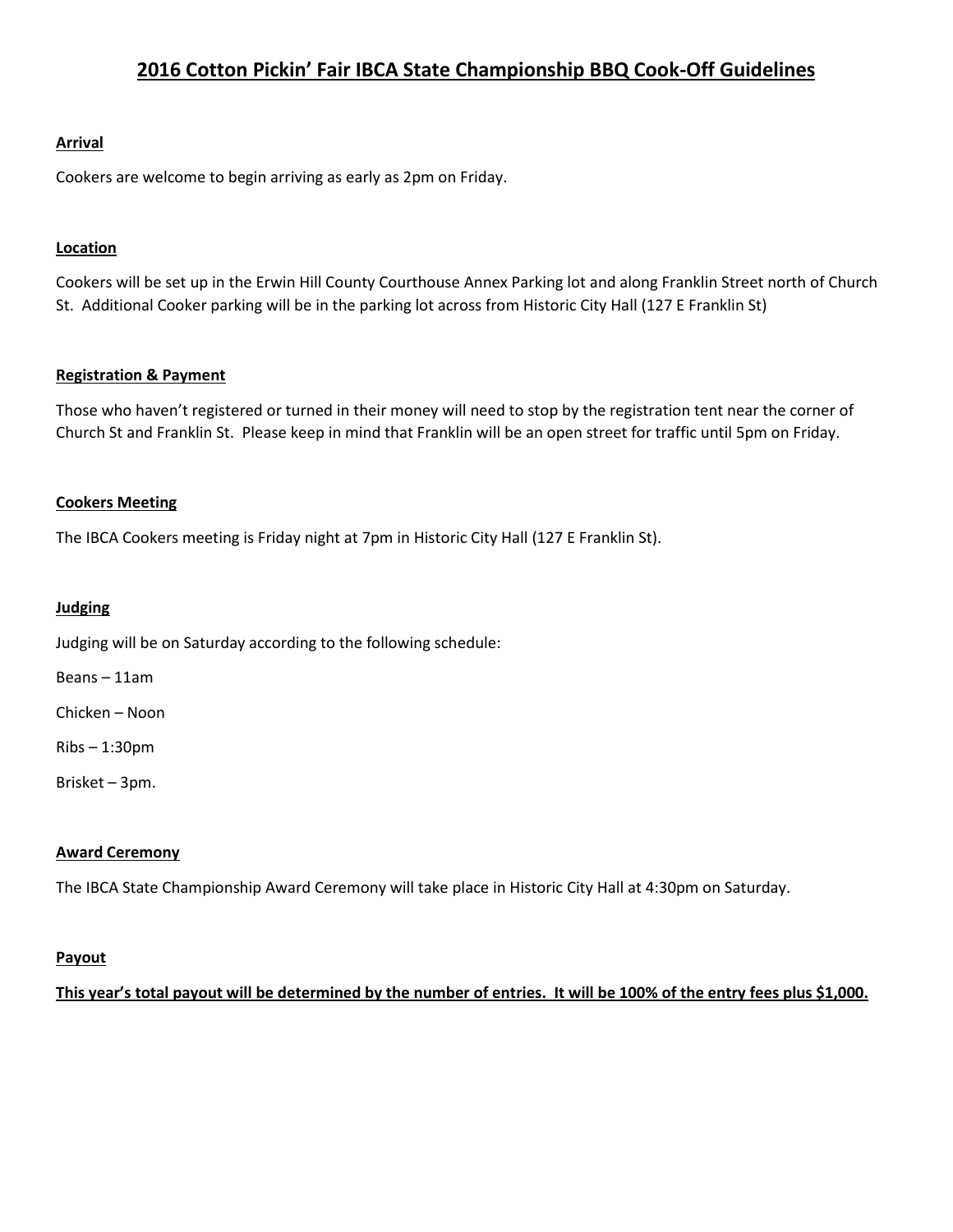# 2016 Cotton Pickin' Fair IBCA State Championship BBQ Cook-Off Guidelines

## Arrival

Cookers are welcome to begin arriving as early as 2pm on Friday.

## Location

Cookers will be set up in the Erwin Hill County Courthouse Annex Parking lot and along Franklin Street north of Church St. Additional Cooker parking will be in the parking lot across from Historic City Hall (127 E Franklin St)

## Registration & Payment

Those who haven't registered or turned in their money will need to stop by the registration tent near the corner of Church St and Franklin St. Please keep in mind that Franklin will be an open street for traffic until 5pm on Friday.

## Cookers Meeting

The IBCA Cookers meeting is Friday night at 7pm in Historic City Hall (127 E Franklin St).

## Judging

Judging will be on Saturday according to the following schedule:

Beans – 11am

Chicken – Noon

Ribs – 1:30pm

Brisket – 3pm.

## Award Ceremony

The IBCA State Championship Award Ceremony will take place in Historic City Hall at 4:30pm on Saturday.

## Payout

**This year's total payout will be determined by the number of entries. It will be 100% of the entry fees plus $1,000.**